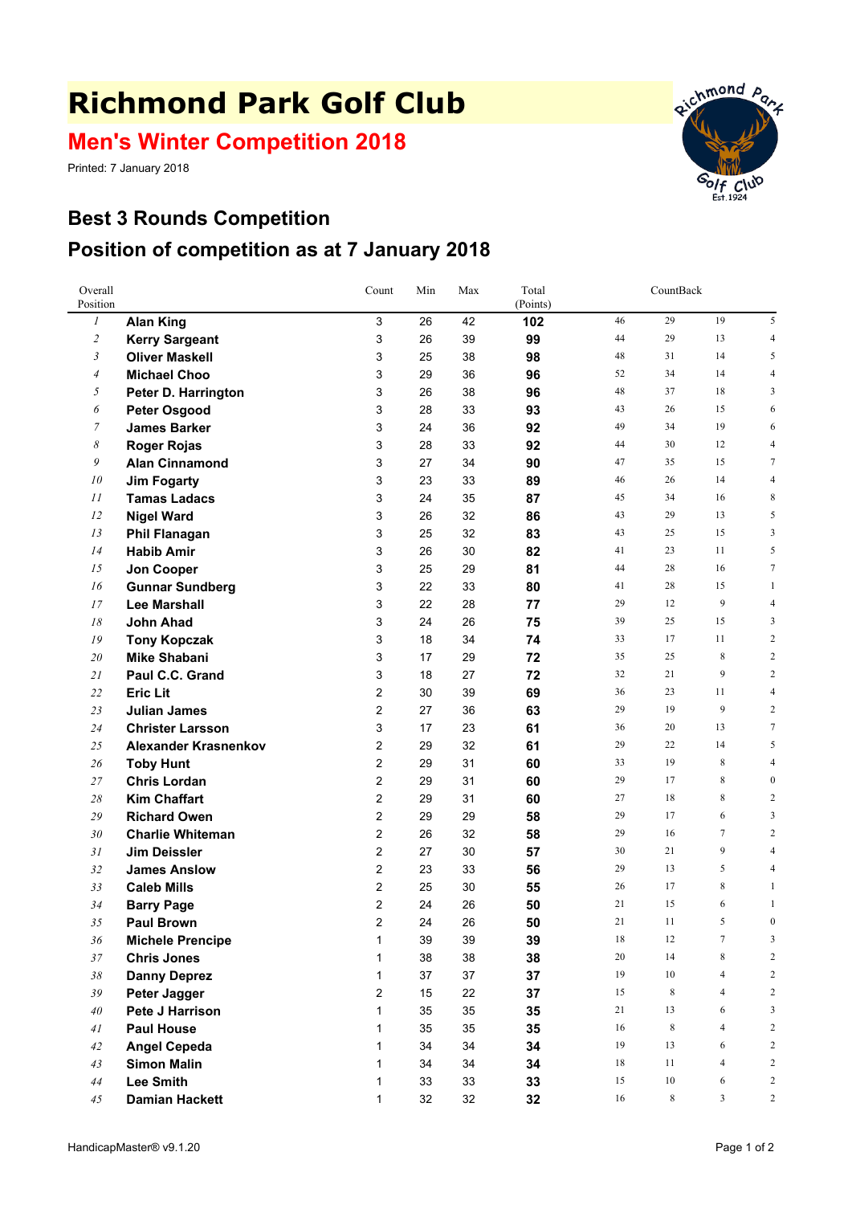# Richmond Park Golf Club

## Men's Winter Competition 2018

Printed: 7 January 2018

## Best 3 Rounds Competition

## Position of competition as at 7 January 2018

| Overall Position | | Count | Min | Max | Total (Points) | CountBack | | | |
|---|---|---|---|---|---|---|---|---|---|
| 1 | **Alan King** | 3 | 26 | 42 | **102** | 46 | 29 | 19 | 5 |
| 2 | **Kerry Sargeant** | 3 | 26 | 39 | **99** | 44 | 29 | 13 | 4 |
| 3 | **Oliver Maskell** | 3 | 25 | 38 | **98** | 48 | 31 | 14 | 5 |
| 4 | **Michael Choo** | 3 | 29 | 36 | **96** | 52 | 34 | 14 | 4 |
| 5 | **Peter D. Harrington** | 3 | 26 | 38 | **96** | 48 | 37 | 18 | 3 |
| 6 | **Peter Osgood** | 3 | 28 | 33 | **93** | 43 | 26 | 15 | 6 |
| 7 | **James Barker** | 3 | 24 | 36 | **92** | 49 | 34 | 19 | 6 |
| 8 | **Roger Rojas** | 3 | 28 | 33 | **92** | 44 | 30 | 12 | 4 |
| 9 | **Alan Cinnamond** | 3 | 27 | 34 | **90** | 47 | 35 | 15 | 7 |
| 10 | **Jim Fogarty** | 3 | 23 | 33 | **89** | 46 | 26 | 14 | 4 |
| 11 | **Tamas Ladacs** | 3 | 24 | 35 | **87** | 45 | 34 | 16 | 8 |
| 12 | **Nigel Ward** | 3 | 26 | 32 | **86** | 43 | 29 | 13 | 5 |
| 13 | **Phil Flanagan** | 3 | 25 | 32 | **83** | 43 | 25 | 15 | 3 |
| 14 | **Habib Amir** | 3 | 26 | 30 | **82** | 41 | 23 | 11 | 5 |
| 15 | **Jon Cooper** | 3 | 25 | 29 | **81** | 44 | 28 | 16 | 7 |
| 16 | **Gunnar Sundberg** | 3 | 22 | 33 | **80** | 41 | 28 | 15 | 1 |
| 17 | **Lee Marshall** | 3 | 22 | 28 | **77** | 29 | 12 | 9 | 4 |
| 18 | **John Ahad** | 3 | 24 | 26 | **75** | 39 | 25 | 15 | 3 |
| 19 | **Tony Kopczak** | 3 | 18 | 34 | **74** | 33 | 17 | 11 | 2 |
| 20 | **Mike Shabani** | 3 | 17 | 29 | **72** | 35 | 25 | 8 | 2 |
| 21 | **Paul C.C. Grand** | 3 | 18 | 27 | **72** | 32 | 21 | 9 | 2 |
| 22 | **Eric Lit** | 2 | 30 | 39 | **69** | 36 | 23 | 11 | 4 |
| 23 | **Julian James** | 2 | 27 | 36 | **63** | 29 | 19 | 9 | 2 |
| 24 | **Christer Larsson** | 3 | 17 | 23 | **61** | 36 | 20 | 13 | 7 |
| 25 | **Alexander Krasnenkov** | 2 | 29 | 32 | **61** | 29 | 22 | 14 | 5 |
| 26 | **Toby Hunt** | 2 | 29 | 31 | **60** | 33 | 19 | 8 | 4 |
| 27 | **Chris Lordan** | 2 | 29 | 31 | **60** | 29 | 17 | 8 | 0 |
| 28 | **Kim Chaffart** | 2 | 29 | 31 | **60** | 27 | 18 | 8 | 2 |
| 29 | **Richard Owen** | 2 | 29 | 29 | **58** | 29 | 17 | 6 | 3 |
| 30 | **Charlie Whiteman** | 2 | 26 | 32 | **58** | 29 | 16 | 7 | 2 |
| 31 | **Jim Deissler** | 2 | 27 | 30 | **57** | 30 | 21 | 9 | 4 |
| 32 | **James Anslow** | 2 | 23 | 33 | **56** | 29 | 13 | 5 | 4 |
| 33 | **Caleb Mills** | 2 | 25 | 30 | **55** | 26 | 17 | 8 | 1 |
| 34 | **Barry Page** | 2 | 24 | 26 | **50** | 21 | 15 | 6 | 1 |
| 35 | **Paul Brown** | 2 | 24 | 26 | **50** | 21 | 11 | 5 | 0 |
| 36 | **Michele Prencipe** | 1 | 39 | 39 | **39** | 18 | 12 | 7 | 3 |
| 37 | **Chris Jones** | 1 | 38 | 38 | **38** | 20 | 14 | 8 | 2 |
| 38 | **Danny Deprez** | 1 | 37 | 37 | **37** | 19 | 10 | 4 | 2 |
| 39 | **Peter Jagger** | 2 | 15 | 22 | **37** | 15 | 8 | 4 | 2 |
| 40 | **Pete J Harrison** | 1 | 35 | 35 | **35** | 21 | 13 | 6 | 3 |
| 41 | **Paul House** | 1 | 35 | 35 | **35** | 16 | 8 | 4 | 2 |
| 42 | **Angel Cepeda** | 1 | 34 | 34 | **34** | 19 | 13 | 6 | 2 |
| 43 | **Simon Malin** | 1 | 34 | 34 | **34** | 18 | 11 | 4 | 2 |
| 44 | **Lee Smith** | 1 | 33 | 33 | **33** | 15 | 10 | 6 | 2 |
| 45 | **Damian Hackett** | 1 | 32 | 32 | **32** | 16 | 8 | 3 | 2 |

HandicapMaster® v9.1.20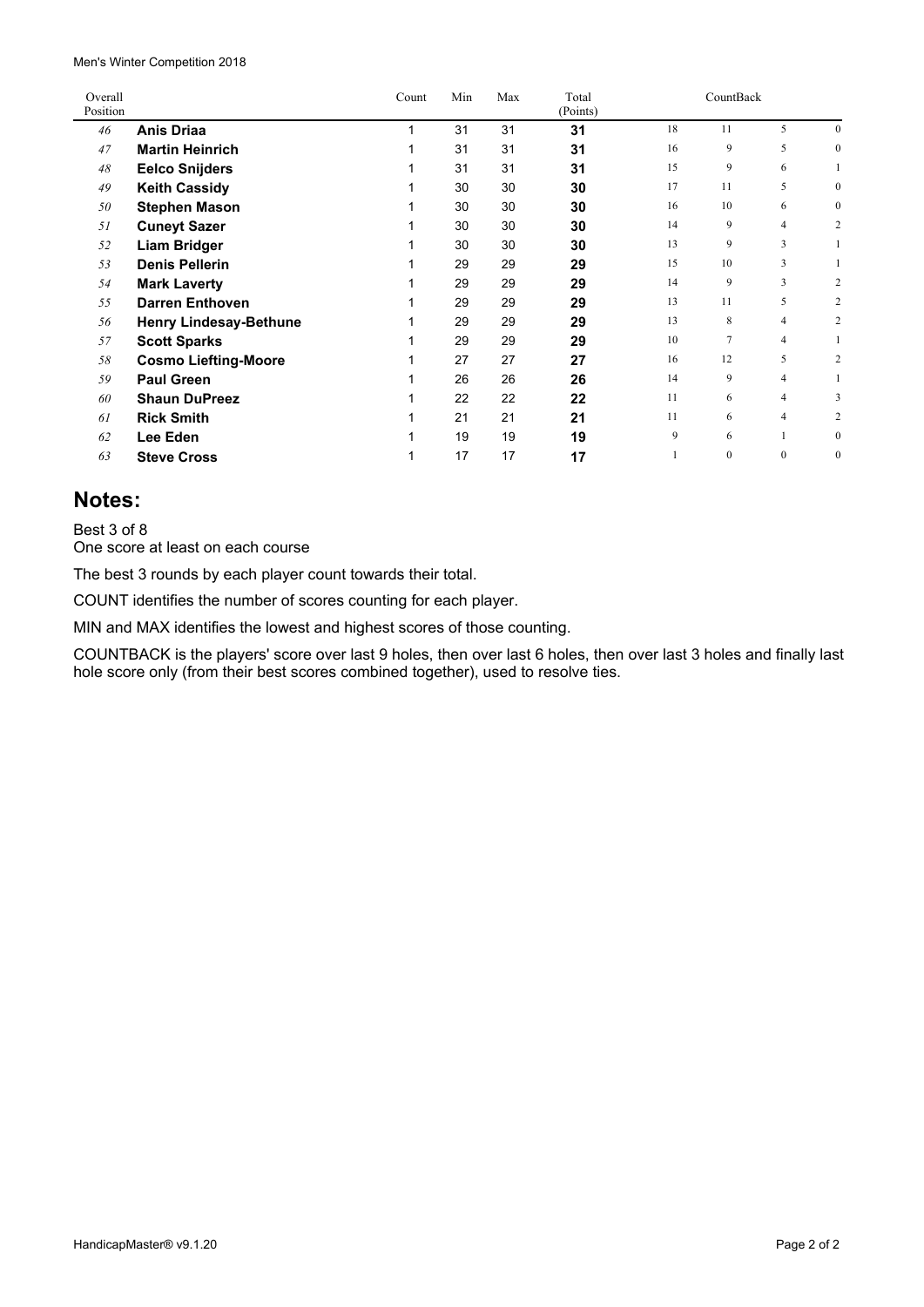Men's Winter Competition 2018

| Overall Position | | Count | Min | Max | Total (Points) | CountBack | | | |
|---|---|---|---|---|---|---|---|---|---|
| *46* | **Anis Driaa** | 1 | 31 | 31 | **31** | 18 | 11 | 5 | 0 |
| *47* | **Martin Heinrich** | 1 | 31 | 31 | **31** | 16 | 9 | 5 | 0 |
| *48* | **Eelco Snijders** | 1 | 31 | 31 | **31** | 15 | 9 | 6 | 1 |
| *49* | **Keith Cassidy** | 1 | 30 | 30 | **30** | 17 | 11 | 5 | 0 |
| *50* | **Stephen Mason** | 1 | 30 | 30 | **30** | 16 | 10 | 6 | 0 |
| *51* | **Cuneyt Sazer** | 1 | 30 | 30 | **30** | 14 | 9 | 4 | 2 |
| *52* | **Liam Bridger** | 1 | 30 | 30 | **30** | 13 | 9 | 3 | 1 |
| *53* | **Denis Pellerin** | 1 | 29 | 29 | **29** | 15 | 10 | 3 | 1 |
| *54* | **Mark Laverty** | 1 | 29 | 29 | **29** | 14 | 9 | 3 | 2 |
| *55* | **Darren Enthoven** | 1 | 29 | 29 | **29** | 13 | 11 | 5 | 2 |
| *56* | **Henry Lindesay-Bethune** | 1 | 29 | 29 | **29** | 13 | 8 | 4 | 2 |
| *57* | **Scott Sparks** | 1 | 29 | 29 | **29** | 10 | 7 | 4 | 1 |
| *58* | **Cosmo Liefting-Moore** | 1 | 27 | 27 | **27** | 16 | 12 | 5 | 2 |
| *59* | **Paul Green** | 1 | 26 | 26 | **26** | 14 | 9 | 4 | 1 |
| *60* | **Shaun DuPreez** | 1 | 22 | 22 | **22** | 11 | 6 | 4 | 3 |
| *61* | **Rick Smith** | 1 | 21 | 21 | **21** | 11 | 6 | 4 | 2 |
| *62* | **Lee Eden** | 1 | 19 | 19 | **19** | 9 | 6 | 1 | 0 |
| *63* | **Steve Cross** | 1 | 17 | 17 | **17** | 1 | 0 | 0 | 0 |

## Notes:

Best 3 of 8
One score at least on each course

The best 3 rounds by each player count towards their total.

COUNT identifies the number of scores counting for each player.

MIN and MAX identifies the lowest and highest scores of those counting.

COUNTBACK is the players' score over last 9 holes, then over last 6 holes, then over last 3 holes and finally last hole score only (from their best scores combined together), used to resolve ties.

HandicapMaster® v9.1.20